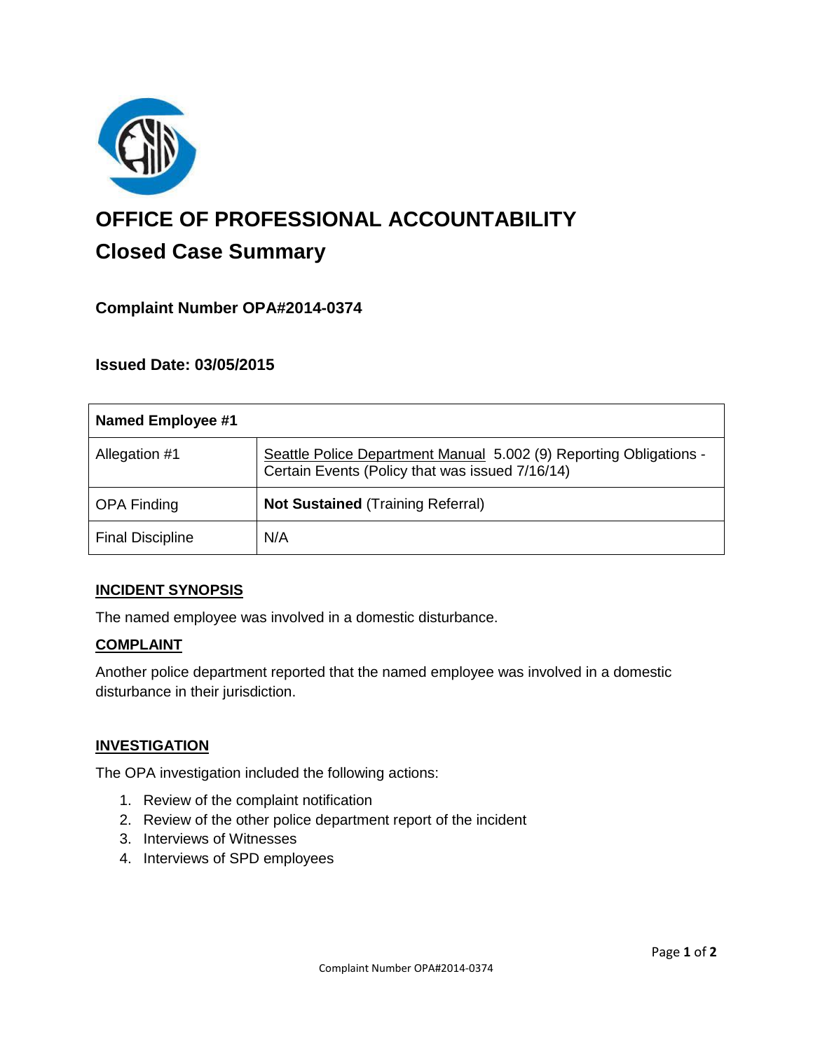# OFFICE OF PROFESSIONAL ACCOUNTABILITY

## Closed Case Summary

### Complaint Number OPA#2014-0374

### Issued Date: 03/05/2015

| Named Employee #1 | |
|---|---|
| Allegation #1 | Seattle Police Department Manual 5.002 (9) Reporting Obligations - Certain Events (Policy that was issued 7/16/14) |
| OPA Finding | **Not Sustained** (Training Referral) |
| Final Discipline | N/A |

### INCIDENT SYNOPSIS

The named employee was involved in a domestic disturbance.

### COMPLAINT

Another police department reported that the named employee was involved in a domestic disturbance in their jurisdiction.

### INVESTIGATION

The OPA investigation included the following actions:

1. Review of the complaint notification
2. Review of the other police department report of the incident
3. Interviews of Witnesses
4. Interviews of SPD employees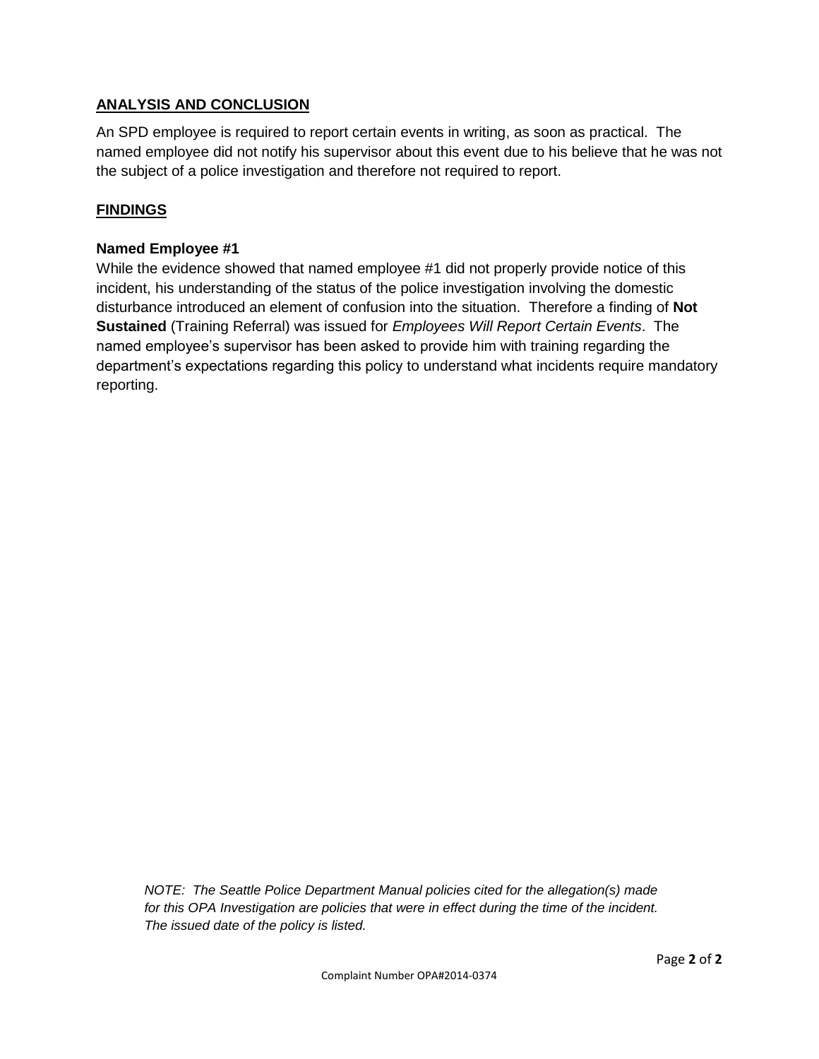## ANALYSIS AND CONCLUSION

An SPD employee is required to report certain events in writing, as soon as practical. The named employee did not notify his supervisor about this event due to his believe that he was not the subject of a police investigation and therefore not required to report.

## FINDINGS

### Named Employee #1

While the evidence showed that named employee #1 did not properly provide notice of this incident, his understanding of the status of the police investigation involving the domestic disturbance introduced an element of confusion into the situation. Therefore a finding of **Not Sustained** (Training Referral) was issued for *Employees Will Report Certain Events*. The named employee's supervisor has been asked to provide him with training regarding the department's expectations regarding this policy to understand what incidents require mandatory reporting.

*NOTE: The Seattle Police Department Manual policies cited for the allegation(s) made for this OPA Investigation are policies that were in effect during the time of the incident. The issued date of the policy is listed.*

Complaint Number OPA#2014-0374